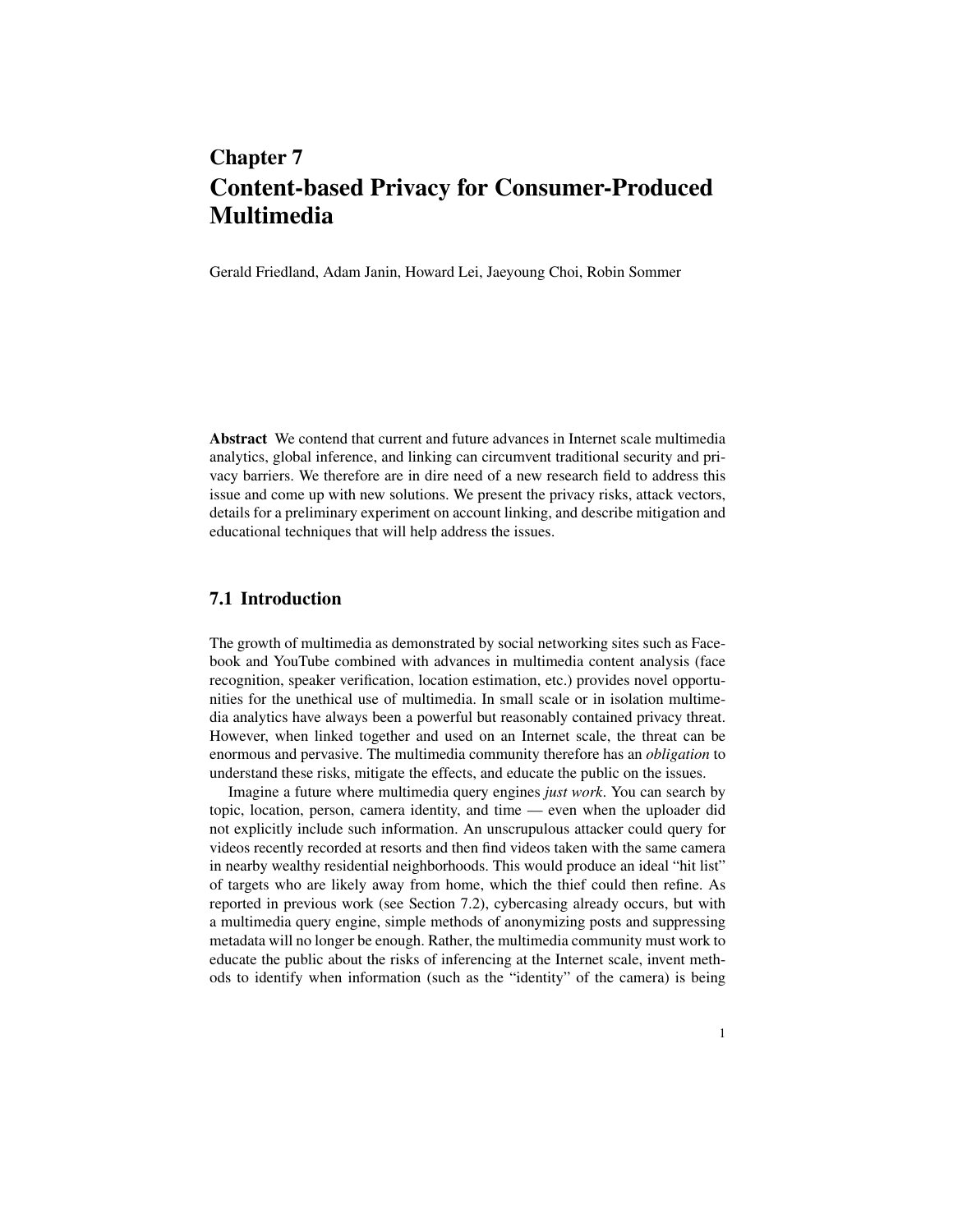# Chapter 7
# Content-based Privacy for Consumer-Produced Multimedia

Gerald Friedland, Adam Janin, Howard Lei, Jaeyoung Choi, Robin Sommer

**Abstract** We contend that current and future advances in Internet scale multimedia analytics, global inference, and linking can circumvent traditional security and privacy barriers. We therefore are in dire need of a new research field to address this issue and come up with new solutions. We present the privacy risks, attack vectors, details for a preliminary experiment on account linking, and describe mitigation and educational techniques that will help address the issues.

## 7.1 Introduction

The growth of multimedia as demonstrated by social networking sites such as Facebook and YouTube combined with advances in multimedia content analysis (face recognition, speaker verification, location estimation, etc.) provides novel opportunities for the unethical use of multimedia. In small scale or in isolation multimedia analytics have always been a powerful but reasonably contained privacy threat. However, when linked together and used on an Internet scale, the threat can be enormous and pervasive. The multimedia community therefore has an *obligation* to understand these risks, mitigate the effects, and educate the public on the issues.

Imagine a future where multimedia query engines *just work*. You can search by topic, location, person, camera identity, and time — even when the uploader did not explicitly include such information. An unscrupulous attacker could query for videos recently recorded at resorts and then find videos taken with the same camera in nearby wealthy residential neighborhoods. This would produce an ideal "hit list" of targets who are likely away from home, which the thief could then refine. As reported in previous work (see Section 7.2), cybercasing already occurs, but with a multimedia query engine, simple methods of anonymizing posts and suppressing metadata will no longer be enough. Rather, the multimedia community must work to educate the public about the risks of inferencing at the Internet scale, invent methods to identify when information (such as the "identity" of the camera) is being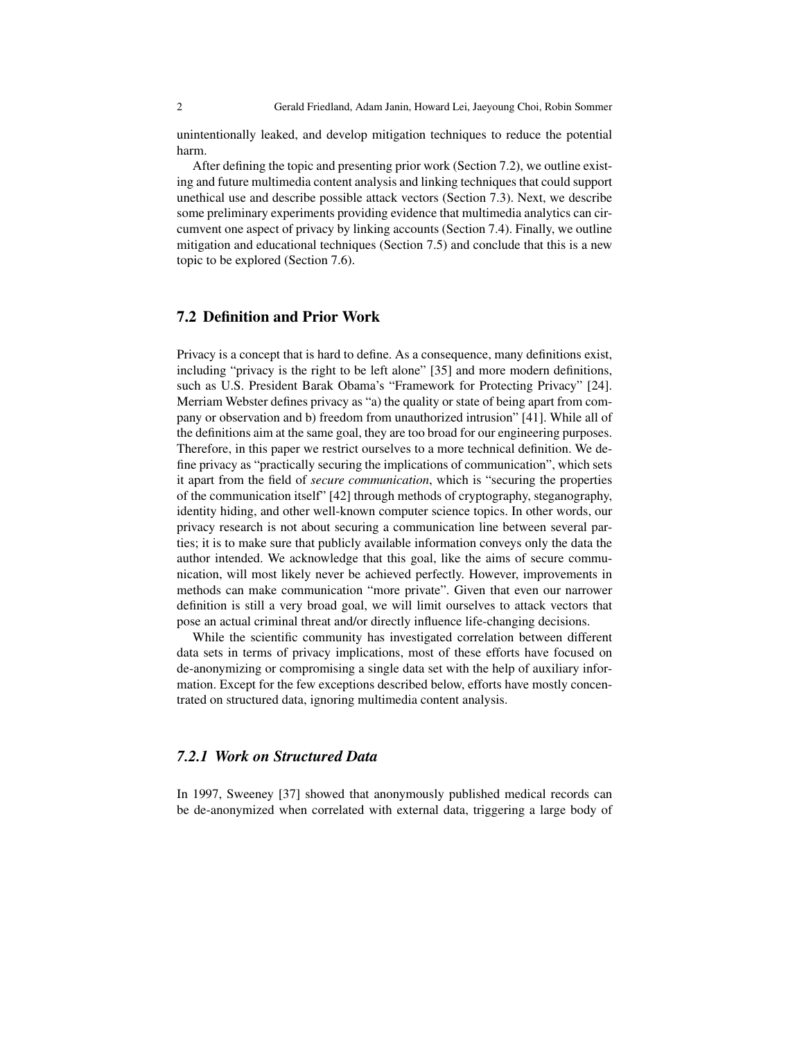unintentionally leaked, and develop mitigation techniques to reduce the potential harm.

After defining the topic and presenting prior work (Section 7.2), we outline existing and future multimedia content analysis and linking techniques that could support unethical use and describe possible attack vectors (Section 7.3). Next, we describe some preliminary experiments providing evidence that multimedia analytics can circumvent one aspect of privacy by linking accounts (Section 7.4). Finally, we outline mitigation and educational techniques (Section 7.5) and conclude that this is a new topic to be explored (Section 7.6).

## 7.2 Definition and Prior Work

Privacy is a concept that is hard to define. As a consequence, many definitions exist, including "privacy is the right to be left alone" [35] and more modern definitions, such as U.S. President Barak Obama's "Framework for Protecting Privacy" [24]. Merriam Webster defines privacy as "a) the quality or state of being apart from company or observation and b) freedom from unauthorized intrusion" [41]. While all of the definitions aim at the same goal, they are too broad for our engineering purposes. Therefore, in this paper we restrict ourselves to a more technical definition. We define privacy as "practically securing the implications of communication", which sets it apart from the field of *secure communication*, which is "securing the properties of the communication itself" [42] through methods of cryptography, steganography, identity hiding, and other well-known computer science topics. In other words, our privacy research is not about securing a communication line between several parties; it is to make sure that publicly available information conveys only the data the author intended. We acknowledge that this goal, like the aims of secure communication, will most likely never be achieved perfectly. However, improvements in methods can make communication "more private". Given that even our narrower definition is still a very broad goal, we will limit ourselves to attack vectors that pose an actual criminal threat and/or directly influence life-changing decisions.

While the scientific community has investigated correlation between different data sets in terms of privacy implications, most of these efforts have focused on de-anonymizing or compromising a single data set with the help of auxiliary information. Except for the few exceptions described below, efforts have mostly concentrated on structured data, ignoring multimedia content analysis.

### *7.2.1 Work on Structured Data*

In 1997, Sweeney [37] showed that anonymously published medical records can be de-anonymized when correlated with external data, triggering a large body of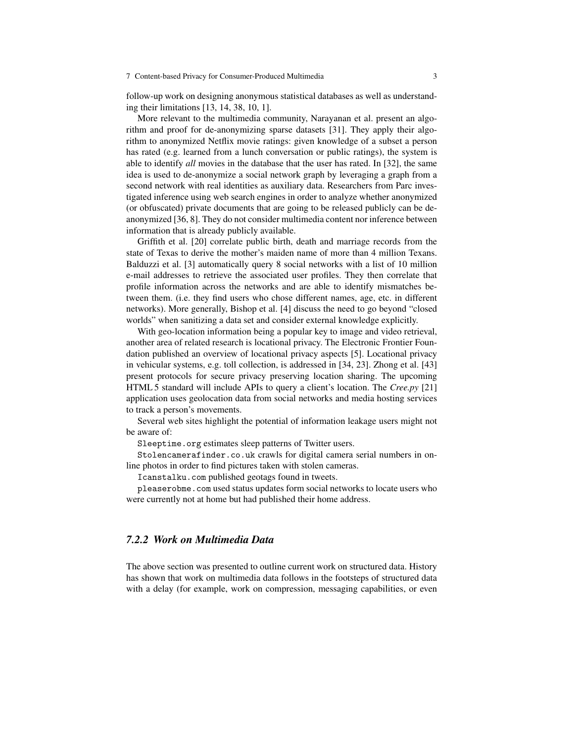follow-up work on designing anonymous statistical databases as well as understanding their limitations [13, 14, 38, 10, 1].

More relevant to the multimedia community, Narayanan et al. present an algorithm and proof for de-anonymizing sparse datasets [31]. They apply their algorithm to anonymized Netflix movie ratings: given knowledge of a subset a person has rated (e.g. learned from a lunch conversation or public ratings), the system is able to identify *all* movies in the database that the user has rated. In [32], the same idea is used to de-anonymize a social network graph by leveraging a graph from a second network with real identities as auxiliary data. Researchers from Parc investigated inference using web search engines in order to analyze whether anonymized (or obfuscated) private documents that are going to be released publicly can be de-anonymized [36, 8]. They do not consider multimedia content nor inference between information that is already publicly available.

Griffith et al. [20] correlate public birth, death and marriage records from the state of Texas to derive the mother's maiden name of more than 4 million Texans. Balduzzi et al. [3] automatically query 8 social networks with a list of 10 million e-mail addresses to retrieve the associated user profiles. They then correlate that profile information across the networks and are able to identify mismatches between them. (i.e. they find users who chose different names, age, etc. in different networks). More generally, Bishop et al. [4] discuss the need to go beyond "closed worlds" when sanitizing a data set and consider external knowledge explicitly.

With geo-location information being a popular key to image and video retrieval, another area of related research is locational privacy. The Electronic Frontier Foundation published an overview of locational privacy aspects [5]. Locational privacy in vehicular systems, e.g. toll collection, is addressed in [34, 23]. Zhong et al. [43] present protocols for secure privacy preserving location sharing. The upcoming HTML 5 standard will include APIs to query a client's location. The *Cree.py* [21] application uses geolocation data from social networks and media hosting services to track a person's movements.

Several web sites highlight the potential of information leakage users might not be aware of:

`Sleeptime.org` estimates sleep patterns of Twitter users.

`Stolencamerafinder.co.uk` crawls for digital camera serial numbers in online photos in order to find pictures taken with stolen cameras.

`Icanstalku.com` published geotags found in tweets.

`pleaserobme.com` used status updates form social networks to locate users who were currently not at home but had published their home address.

### *7.2.2 Work on Multimedia Data*

The above section was presented to outline current work on structured data. History has shown that work on multimedia data follows in the footsteps of structured data with a delay (for example, work on compression, messaging capabilities, or even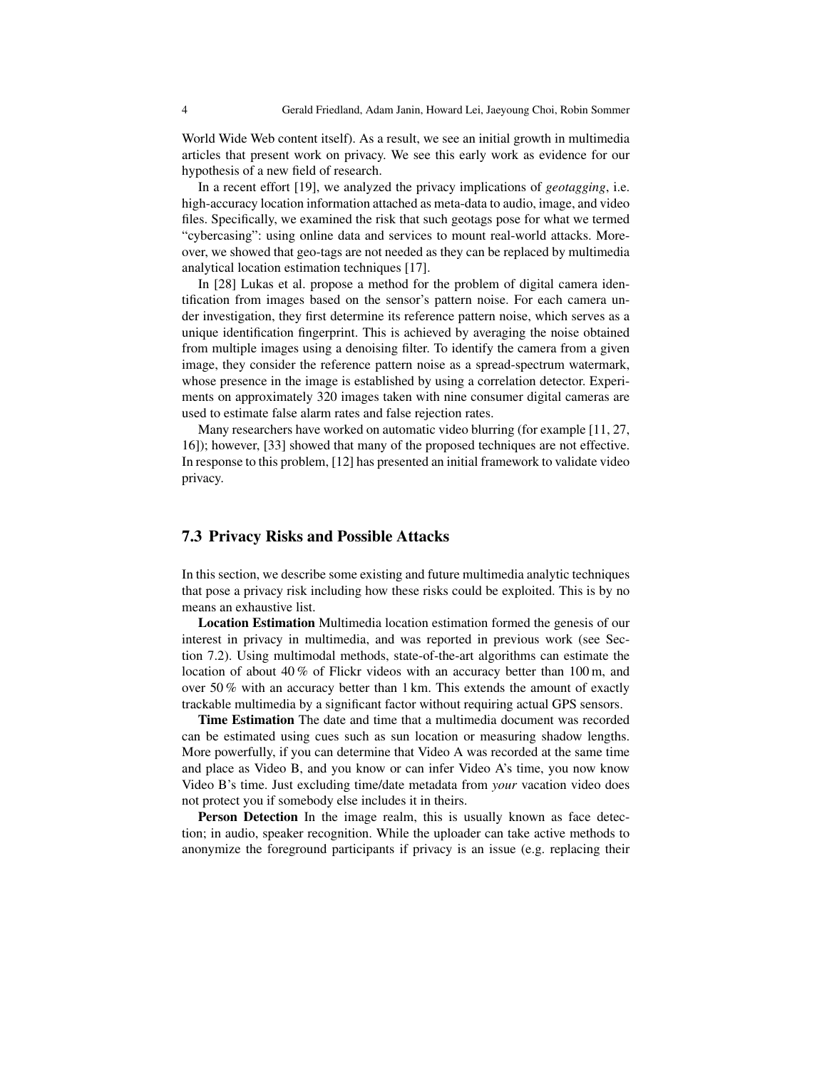World Wide Web content itself). As a result, we see an initial growth in multimedia articles that present work on privacy. We see this early work as evidence for our hypothesis of a new field of research.

In a recent effort [19], we analyzed the privacy implications of *geotagging*, i.e. high-accuracy location information attached as meta-data to audio, image, and video files. Specifically, we examined the risk that such geotags pose for what we termed "cybercasing": using online data and services to mount real-world attacks. Moreover, we showed that geo-tags are not needed as they can be replaced by multimedia analytical location estimation techniques [17].

In [28] Lukas et al. propose a method for the problem of digital camera identification from images based on the sensor's pattern noise. For each camera under investigation, they first determine its reference pattern noise, which serves as a unique identification fingerprint. This is achieved by averaging the noise obtained from multiple images using a denoising filter. To identify the camera from a given image, they consider the reference pattern noise as a spread-spectrum watermark, whose presence in the image is established by using a correlation detector. Experiments on approximately 320 images taken with nine consumer digital cameras are used to estimate false alarm rates and false rejection rates.

Many researchers have worked on automatic video blurring (for example [11, 27, 16]); however, [33] showed that many of the proposed techniques are not effective. In response to this problem, [12] has presented an initial framework to validate video privacy.

## 7.3 Privacy Risks and Possible Attacks

In this section, we describe some existing and future multimedia analytic techniques that pose a privacy risk including how these risks could be exploited. This is by no means an exhaustive list.

**Location Estimation** Multimedia location estimation formed the genesis of our interest in privacy in multimedia, and was reported in previous work (see Section 7.2). Using multimodal methods, state-of-the-art algorithms can estimate the location of about 40 % of Flickr videos with an accuracy better than 100 m, and over 50 % with an accuracy better than 1 km. This extends the amount of exactly trackable multimedia by a significant factor without requiring actual GPS sensors.

**Time Estimation** The date and time that a multimedia document was recorded can be estimated using cues such as sun location or measuring shadow lengths. More powerfully, if you can determine that Video A was recorded at the same time and place as Video B, and you know or can infer Video A's time, you now know Video B's time. Just excluding time/date metadata from *your* vacation video does not protect you if somebody else includes it in theirs.

**Person Detection** In the image realm, this is usually known as face detection; in audio, speaker recognition. While the uploader can take active methods to anonymize the foreground participants if privacy is an issue (e.g. replacing their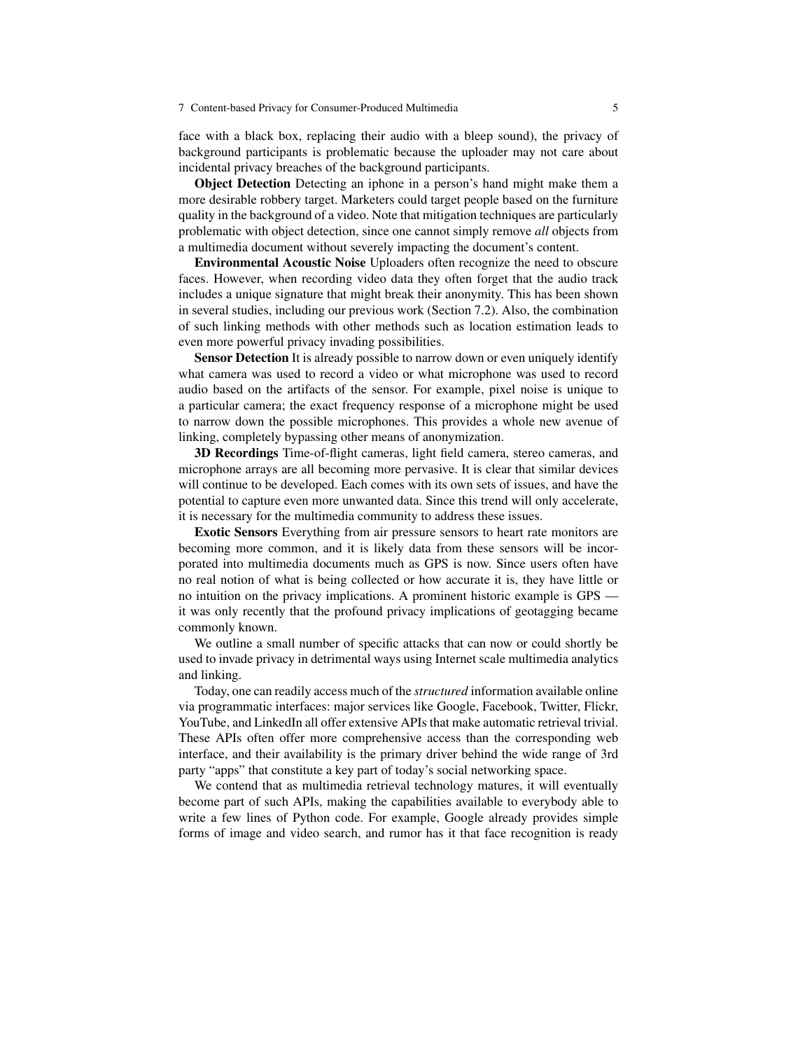face with a black box, replacing their audio with a bleep sound), the privacy of background participants is problematic because the uploader may not care about incidental privacy breaches of the background participants.

**Object Detection** Detecting an iphone in a person's hand might make them a more desirable robbery target. Marketers could target people based on the furniture quality in the background of a video. Note that mitigation techniques are particularly problematic with object detection, since one cannot simply remove *all* objects from a multimedia document without severely impacting the document's content.

**Environmental Acoustic Noise** Uploaders often recognize the need to obscure faces. However, when recording video data they often forget that the audio track includes a unique signature that might break their anonymity. This has been shown in several studies, including our previous work (Section 7.2). Also, the combination of such linking methods with other methods such as location estimation leads to even more powerful privacy invading possibilities.

**Sensor Detection** It is already possible to narrow down or even uniquely identify what camera was used to record a video or what microphone was used to record audio based on the artifacts of the sensor. For example, pixel noise is unique to a particular camera; the exact frequency response of a microphone might be used to narrow down the possible microphones. This provides a whole new avenue of linking, completely bypassing other means of anonymization.

**3D Recordings** Time-of-flight cameras, light field camera, stereo cameras, and microphone arrays are all becoming more pervasive. It is clear that similar devices will continue to be developed. Each comes with its own sets of issues, and have the potential to capture even more unwanted data. Since this trend will only accelerate, it is necessary for the multimedia community to address these issues.

**Exotic Sensors** Everything from air pressure sensors to heart rate monitors are becoming more common, and it is likely data from these sensors will be incorporated into multimedia documents much as GPS is now. Since users often have no real notion of what is being collected or how accurate it is, they have little or no intuition on the privacy implications. A prominent historic example is GPS — it was only recently that the profound privacy implications of geotagging became commonly known.

We outline a small number of specific attacks that can now or could shortly be used to invade privacy in detrimental ways using Internet scale multimedia analytics and linking.

Today, one can readily access much of the *structured* information available online via programmatic interfaces: major services like Google, Facebook, Twitter, Flickr, YouTube, and LinkedIn all offer extensive APIs that make automatic retrieval trivial. These APIs often offer more comprehensive access than the corresponding web interface, and their availability is the primary driver behind the wide range of 3rd party "apps" that constitute a key part of today's social networking space.

We contend that as multimedia retrieval technology matures, it will eventually become part of such APIs, making the capabilities available to everybody able to write a few lines of Python code. For example, Google already provides simple forms of image and video search, and rumor has it that face recognition is ready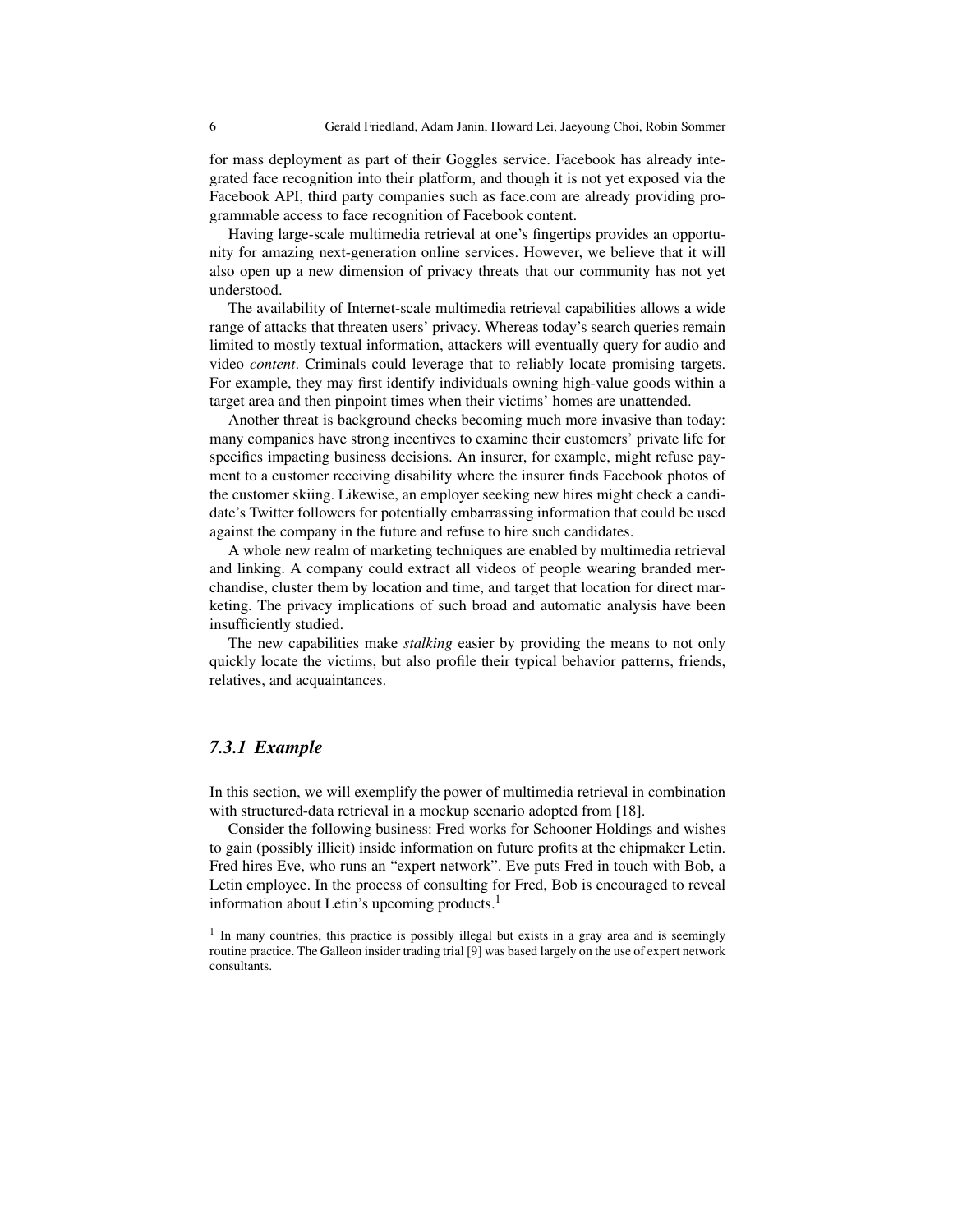for mass deployment as part of their Goggles service. Facebook has already integrated face recognition into their platform, and though it is not yet exposed via the Facebook API, third party companies such as face.com are already providing programmable access to face recognition of Facebook content.

Having large-scale multimedia retrieval at one's fingertips provides an opportunity for amazing next-generation online services. However, we believe that it will also open up a new dimension of privacy threats that our community has not yet understood.

The availability of Internet-scale multimedia retrieval capabilities allows a wide range of attacks that threaten users' privacy. Whereas today's search queries remain limited to mostly textual information, attackers will eventually query for audio and video *content*. Criminals could leverage that to reliably locate promising targets. For example, they may first identify individuals owning high-value goods within a target area and then pinpoint times when their victims' homes are unattended.

Another threat is background checks becoming much more invasive than today: many companies have strong incentives to examine their customers' private life for specifics impacting business decisions. An insurer, for example, might refuse payment to a customer receiving disability where the insurer finds Facebook photos of the customer skiing. Likewise, an employer seeking new hires might check a candidate's Twitter followers for potentially embarrassing information that could be used against the company in the future and refuse to hire such candidates.

A whole new realm of marketing techniques are enabled by multimedia retrieval and linking. A company could extract all videos of people wearing branded merchandise, cluster them by location and time, and target that location for direct marketing. The privacy implications of such broad and automatic analysis have been insufficiently studied.

The new capabilities make *stalking* easier by providing the means to not only quickly locate the victims, but also profile their typical behavior patterns, friends, relatives, and acquaintances.

### *7.3.1 Example*

In this section, we will exemplify the power of multimedia retrieval in combination with structured-data retrieval in a mockup scenario adopted from [18].

Consider the following business: Fred works for Schooner Holdings and wishes to gain (possibly illicit) inside information on future profits at the chipmaker Letin. Fred hires Eve, who runs an "expert network". Eve puts Fred in touch with Bob, a Letin employee. In the process of consulting for Fred, Bob is encouraged to reveal information about Letin's upcoming products.[1]

[1] In many countries, this practice is possibly illegal but exists in a gray area and is seemingly routine practice. The Galleon insider trading trial [9] was based largely on the use of expert network consultants.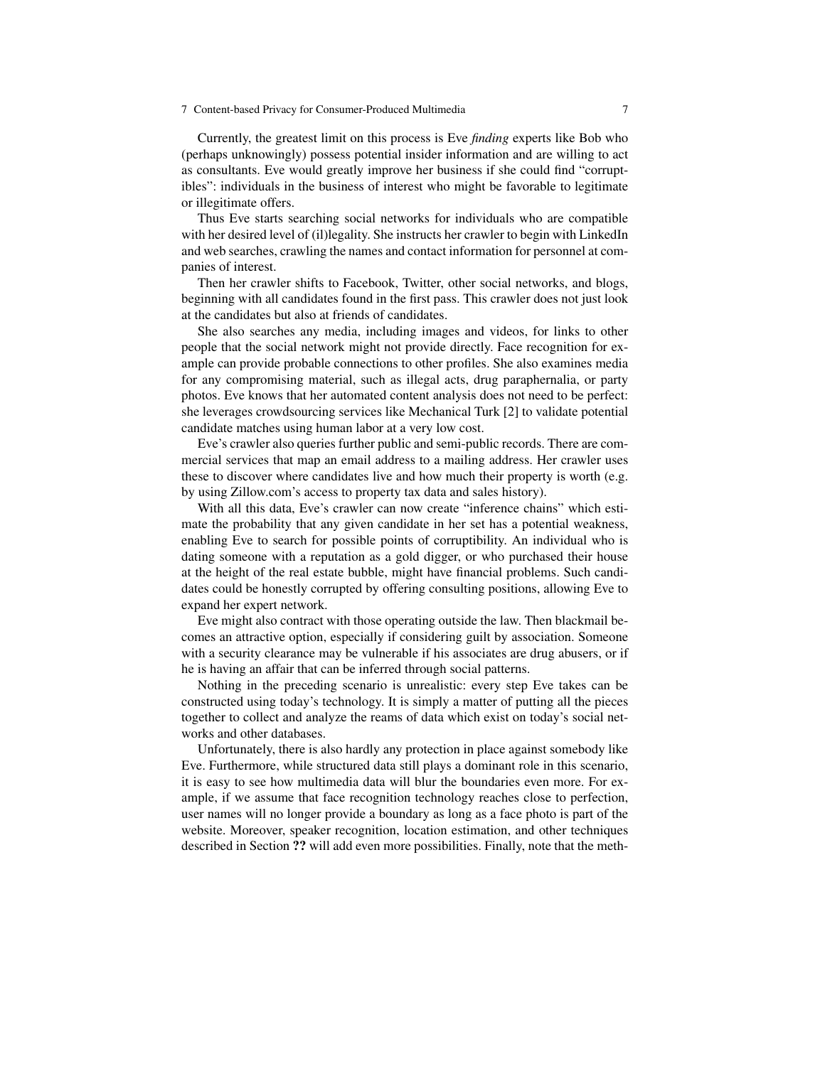Currently, the greatest limit on this process is Eve *finding* experts like Bob who (perhaps unknowingly) possess potential insider information and are willing to act as consultants. Eve would greatly improve her business if she could find "corruptibles": individuals in the business of interest who might be favorable to legitimate or illegitimate offers.

Thus Eve starts searching social networks for individuals who are compatible with her desired level of (il)legality. She instructs her crawler to begin with LinkedIn and web searches, crawling the names and contact information for personnel at companies of interest.

Then her crawler shifts to Facebook, Twitter, other social networks, and blogs, beginning with all candidates found in the first pass. This crawler does not just look at the candidates but also at friends of candidates.

She also searches any media, including images and videos, for links to other people that the social network might not provide directly. Face recognition for example can provide probable connections to other profiles. She also examines media for any compromising material, such as illegal acts, drug paraphernalia, or party photos. Eve knows that her automated content analysis does not need to be perfect: she leverages crowdsourcing services like Mechanical Turk [2] to validate potential candidate matches using human labor at a very low cost.

Eve's crawler also queries further public and semi-public records. There are commercial services that map an email address to a mailing address. Her crawler uses these to discover where candidates live and how much their property is worth (e.g. by using Zillow.com's access to property tax data and sales history).

With all this data, Eve's crawler can now create "inference chains" which estimate the probability that any given candidate in her set has a potential weakness, enabling Eve to search for possible points of corruptibility. An individual who is dating someone with a reputation as a gold digger, or who purchased their house at the height of the real estate bubble, might have financial problems. Such candidates could be honestly corrupted by offering consulting positions, allowing Eve to expand her expert network.

Eve might also contract with those operating outside the law. Then blackmail becomes an attractive option, especially if considering guilt by association. Someone with a security clearance may be vulnerable if his associates are drug abusers, or if he is having an affair that can be inferred through social patterns.

Nothing in the preceding scenario is unrealistic: every step Eve takes can be constructed using today's technology. It is simply a matter of putting all the pieces together to collect and analyze the reams of data which exist on today's social networks and other databases.

Unfortunately, there is also hardly any protection in place against somebody like Eve. Furthermore, while structured data still plays a dominant role in this scenario, it is easy to see how multimedia data will blur the boundaries even more. For example, if we assume that face recognition technology reaches close to perfection, user names will no longer provide a boundary as long as a face photo is part of the website. Moreover, speaker recognition, location estimation, and other techniques described in Section **??** will add even more possibilities. Finally, note that the meth-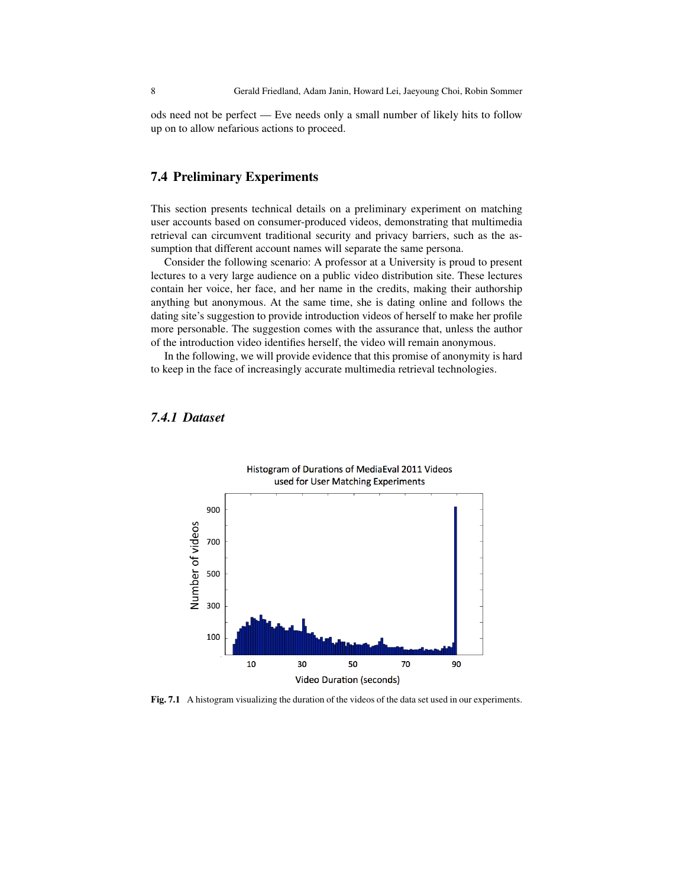ods need not be perfect — Eve needs only a small number of likely hits to follow up on to allow nefarious actions to proceed.

## 7.4 Preliminary Experiments

This section presents technical details on a preliminary experiment on matching user accounts based on consumer-produced videos, demonstrating that multimedia retrieval can circumvent traditional security and privacy barriers, such as the assumption that different account names will separate the same persona.

Consider the following scenario: A professor at a University is proud to present lectures to a very large audience on a public video distribution site. These lectures contain her voice, her face, and her name in the credits, making their authorship anything but anonymous. At the same time, she is dating online and follows the dating site's suggestion to provide introduction videos of herself to make her profile more personable. The suggestion comes with the assurance that, unless the author of the introduction video identifies herself, the video will remain anonymous.

In the following, we will provide evidence that this promise of anonymity is hard to keep in the face of increasingly accurate multimedia retrieval technologies.

### *7.4.1 Dataset*

**Fig. 7.1** A histogram visualizing the duration of the videos of the data set used in our experiments.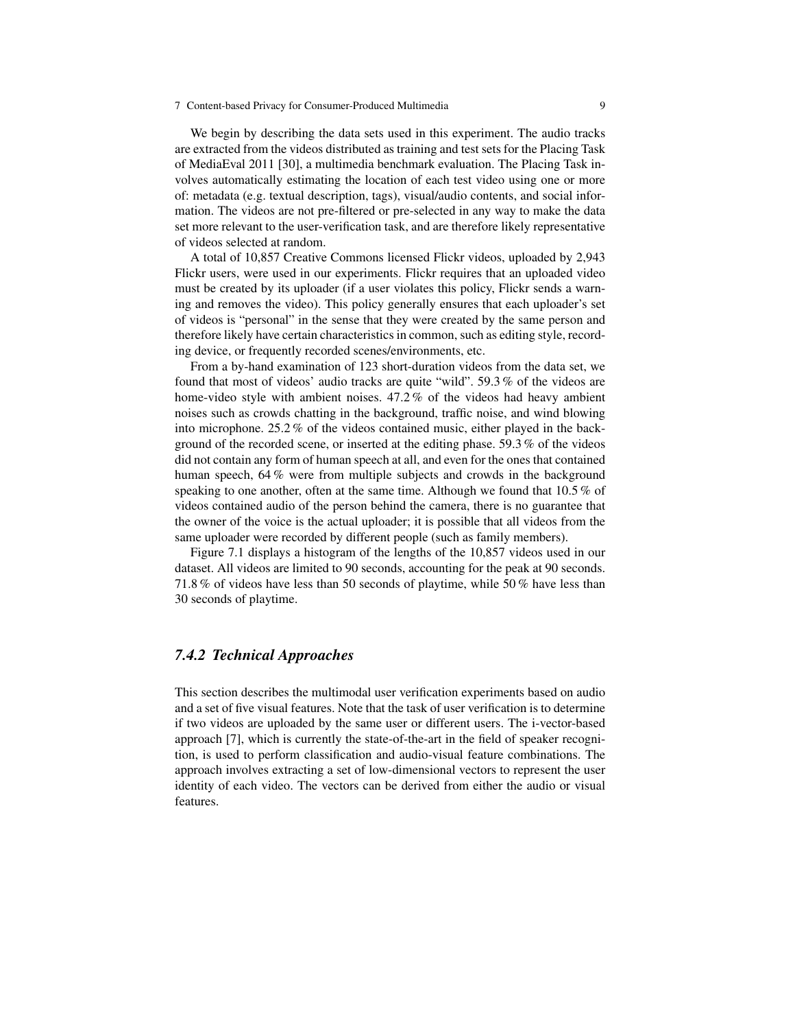We begin by describing the data sets used in this experiment. The audio tracks are extracted from the videos distributed as training and test sets for the Placing Task of MediaEval 2011 [30], a multimedia benchmark evaluation. The Placing Task involves automatically estimating the location of each test video using one or more of: metadata (e.g. textual description, tags), visual/audio contents, and social information. The videos are not pre-filtered or pre-selected in any way to make the data set more relevant to the user-verification task, and are therefore likely representative of videos selected at random.

A total of 10,857 Creative Commons licensed Flickr videos, uploaded by 2,943 Flickr users, were used in our experiments. Flickr requires that an uploaded video must be created by its uploader (if a user violates this policy, Flickr sends a warning and removes the video). This policy generally ensures that each uploader's set of videos is "personal" in the sense that they were created by the same person and therefore likely have certain characteristics in common, such as editing style, recording device, or frequently recorded scenes/environments, etc.

From a by-hand examination of 123 short-duration videos from the data set, we found that most of videos' audio tracks are quite "wild". 59.3 % of the videos are home-video style with ambient noises. 47.2 % of the videos had heavy ambient noises such as crowds chatting in the background, traffic noise, and wind blowing into microphone. 25.2 % of the videos contained music, either played in the background of the recorded scene, or inserted at the editing phase. 59.3 % of the videos did not contain any form of human speech at all, and even for the ones that contained human speech, 64 % were from multiple subjects and crowds in the background speaking to one another, often at the same time. Although we found that 10.5 % of videos contained audio of the person behind the camera, there is no guarantee that the owner of the voice is the actual uploader; it is possible that all videos from the same uploader were recorded by different people (such as family members).

Figure 7.1 displays a histogram of the lengths of the 10,857 videos used in our dataset. All videos are limited to 90 seconds, accounting for the peak at 90 seconds. 71.8 % of videos have less than 50 seconds of playtime, while 50 % have less than 30 seconds of playtime.

### *7.4.2 Technical Approaches*

This section describes the multimodal user verification experiments based on audio and a set of five visual features. Note that the task of user verification is to determine if two videos are uploaded by the same user or different users. The i-vector-based approach [7], which is currently the state-of-the-art in the field of speaker recognition, is used to perform classification and audio-visual feature combinations. The approach involves extracting a set of low-dimensional vectors to represent the user identity of each video. The vectors can be derived from either the audio or visual features.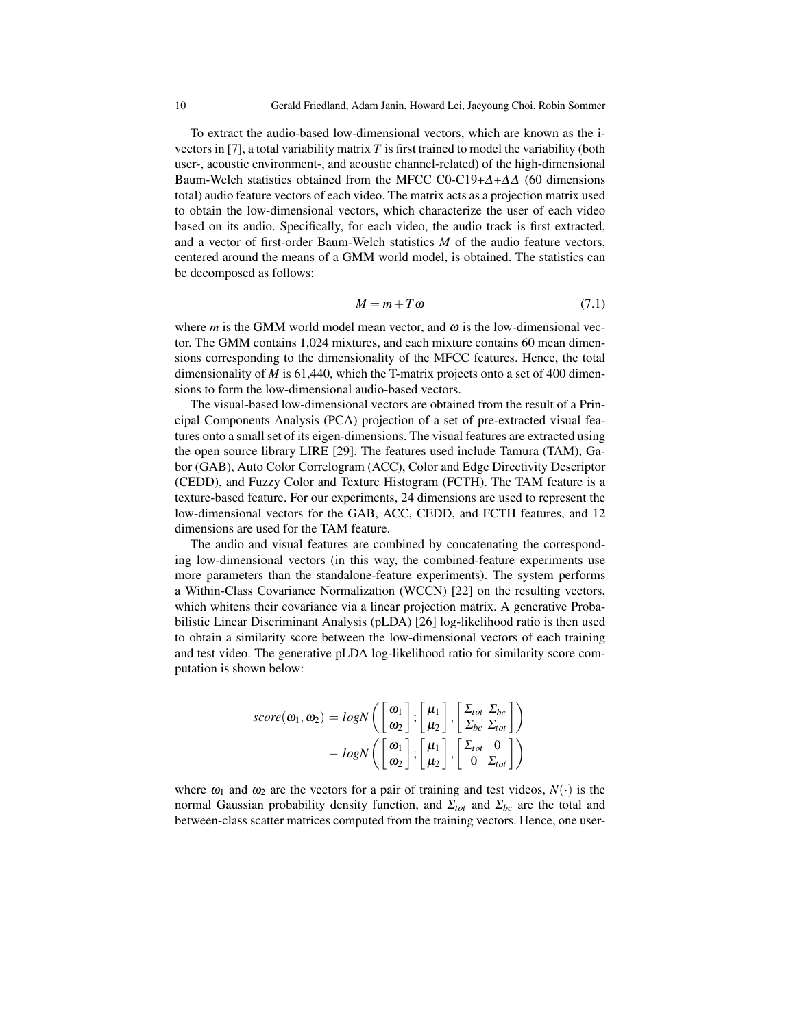To extract the audio-based low-dimensional vectors, which are known as the i-vectors in [7], a total variability matrix $T$ is first trained to model the variability (both user-, acoustic environment-, and acoustic channel-related) of the high-dimensional Baum-Welch statistics obtained from the MFCC C0-C19+$\Delta$+$\Delta\Delta$ (60 dimensions total) audio feature vectors of each video. The matrix acts as a projection matrix used to obtain the low-dimensional vectors, which characterize the user of each video based on its audio. Specifically, for each video, the audio track is first extracted, and a vector of first-order Baum-Welch statistics $M$ of the audio feature vectors, centered around the means of a GMM world model, is obtained. The statistics can be decomposed as follows:

$$M = m + T\omega \tag{7.1}$$

where $m$ is the GMM world model mean vector, and $\omega$ is the low-dimensional vector. The GMM contains 1,024 mixtures, and each mixture contains 60 mean dimensions corresponding to the dimensionality of the MFCC features. Hence, the total dimensionality of $M$ is 61,440, which the T-matrix projects onto a set of 400 dimensions to form the low-dimensional audio-based vectors.

The visual-based low-dimensional vectors are obtained from the result of a Principal Components Analysis (PCA) projection of a set of pre-extracted visual features onto a small set of its eigen-dimensions. The visual features are extracted using the open source library LIRE [29]. The features used include Tamura (TAM), Gabor (GAB), Auto Color Correlogram (ACC), Color and Edge Directivity Descriptor (CEDD), and Fuzzy Color and Texture Histogram (FCTH). The TAM feature is a texture-based feature. For our experiments, 24 dimensions are used to represent the low-dimensional vectors for the GAB, ACC, CEDD, and FCTH features, and 12 dimensions are used for the TAM feature.

The audio and visual features are combined by concatenating the corresponding low-dimensional vectors (in this way, the combined-feature experiments use more parameters than the standalone-feature experiments). The system performs a Within-Class Covariance Normalization (WCCN) [22] on the resulting vectors, which whitens their covariance via a linear projection matrix. A generative Probabilistic Linear Discriminant Analysis (pLDA) [26] log-likelihood ratio is then used to obtain a similarity score between the low-dimensional vectors of each training and test video. The generative pLDA log-likelihood ratio for similarity score computation is shown below:

$$\begin{aligned} score(\omega_1, \omega_2) = {} & logN\left(\begin{bmatrix}\omega_1\\ \omega_2\end{bmatrix}; \begin{bmatrix}\mu_1\\ \mu_2\end{bmatrix}, \begin{bmatrix}\Sigma_{tot} & \Sigma_{bc}\\ \Sigma_{bc} & \Sigma_{tot}\end{bmatrix}\right) \\ & - logN\left(\begin{bmatrix}\omega_1\\ \omega_2\end{bmatrix}; \begin{bmatrix}\mu_1\\ \mu_2\end{bmatrix}, \begin{bmatrix}\Sigma_{tot} & 0\\ 0 & \Sigma_{tot}\end{bmatrix}\right) \end{aligned}$$

where $\omega_1$ and $\omega_2$ are the vectors for a pair of training and test videos, $N(\cdot)$ is the normal Gaussian probability density function, and $\Sigma_{tot}$ and $\Sigma_{bc}$ are the total and between-class scatter matrices computed from the training vectors. Hence, one user-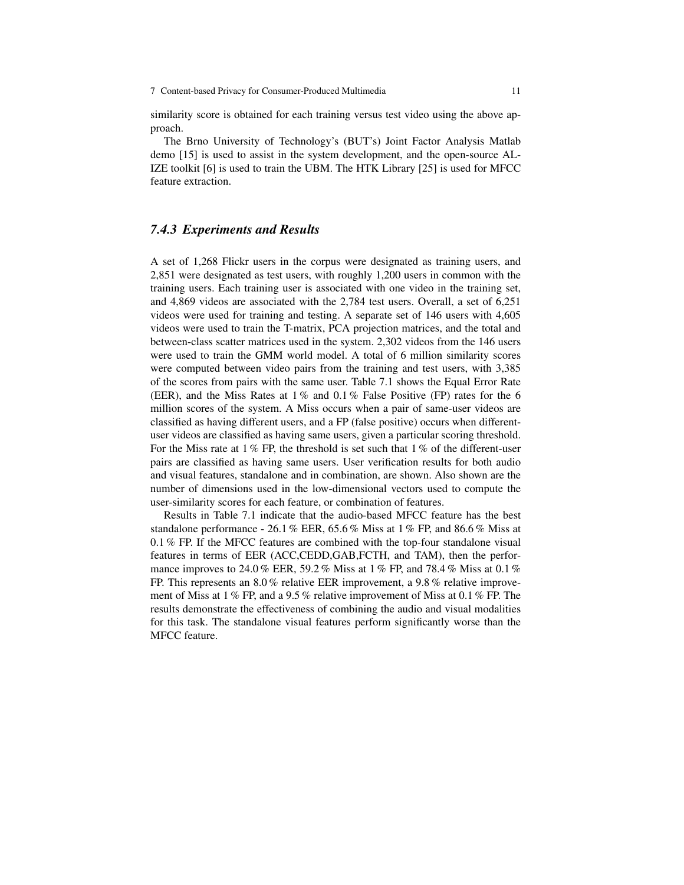similarity score is obtained for each training versus test video using the above approach.

The Brno University of Technology's (BUT's) Joint Factor Analysis Matlab demo [15] is used to assist in the system development, and the open-source ALIZE toolkit [6] is used to train the UBM. The HTK Library [25] is used for MFCC feature extraction.

### *7.4.3 Experiments and Results*

A set of 1,268 Flickr users in the corpus were designated as training users, and 2,851 were designated as test users, with roughly 1,200 users in common with the training users. Each training user is associated with one video in the training set, and 4,869 videos are associated with the 2,784 test users. Overall, a set of 6,251 videos were used for training and testing. A separate set of 146 users with 4,605 videos were used to train the T-matrix, PCA projection matrices, and the total and between-class scatter matrices used in the system. 2,302 videos from the 146 users were used to train the GMM world model. A total of 6 million similarity scores were computed between video pairs from the training and test users, with 3,385 of the scores from pairs with the same user. Table 7.1 shows the Equal Error Rate (EER), and the Miss Rates at 1 % and 0.1 % False Positive (FP) rates for the 6 million scores of the system. A Miss occurs when a pair of same-user videos are classified as having different users, and a FP (false positive) occurs when different-user videos are classified as having same users, given a particular scoring threshold. For the Miss rate at 1 % FP, the threshold is set such that 1 % of the different-user pairs are classified as having same users. User verification results for both audio and visual features, standalone and in combination, are shown. Also shown are the number of dimensions used in the low-dimensional vectors used to compute the user-similarity scores for each feature, or combination of features.

Results in Table 7.1 indicate that the audio-based MFCC feature has the best standalone performance - 26.1 % EER, 65.6 % Miss at 1 % FP, and 86.6 % Miss at 0.1 % FP. If the MFCC features are combined with the top-four standalone visual features in terms of EER (ACC,CEDD,GAB,FCTH, and TAM), then the performance improves to 24.0 % EER, 59.2 % Miss at 1 % FP, and 78.4 % Miss at 0.1 % FP. This represents an 8.0 % relative EER improvement, a 9.8 % relative improvement of Miss at 1 % FP, and a 9.5 % relative improvement of Miss at 0.1 % FP. The results demonstrate the effectiveness of combining the audio and visual modalities for this task. The standalone visual features perform significantly worse than the MFCC feature.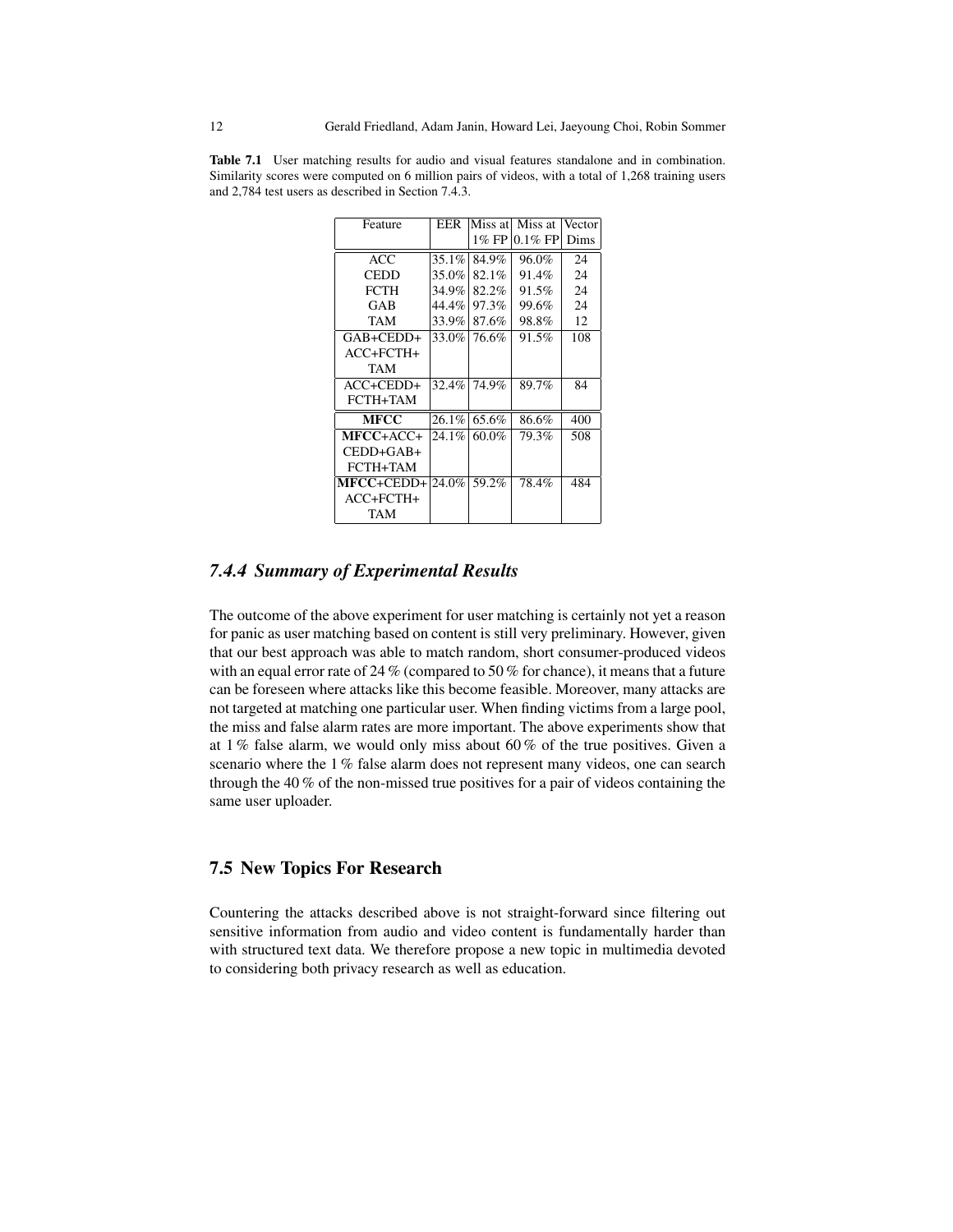**Table 7.1** User matching results for audio and visual features standalone and in combination. Similarity scores were computed on 6 million pairs of videos, with a total of 1,268 training users and 2,784 test users as described in Section 7.4.3.

| Feature | EER | Miss at 1% FP | Miss at 0.1% FP | Vector Dims |
|---|---|---|---|---|
| ACC | 35.1% | 84.9% | 96.0% | 24 |
| CEDD | 35.0% | 82.1% | 91.4% | 24 |
| FCTH | 34.9% | 82.2% | 91.5% | 24 |
| GAB | 44.4% | 97.3% | 99.6% | 24 |
| TAM | 33.9% | 87.6% | 98.8% | 12 |
| GAB+CEDD+ ACC+FCTH+ TAM | 33.0% | 76.6% | 91.5% | 108 |
| ACC+CEDD+ FCTH+TAM | 32.4% | 74.9% | 89.7% | 84 |
| **MFCC** | 26.1% | 65.6% | 86.6% | 400 |
| **MFCC**+ACC+ CEDD+GAB+ FCTH+TAM | 24.1% | 60.0% | 79.3% | 508 |
| **MFCC**+CEDD+ ACC+FCTH+ TAM | 24.0% | 59.2% | 78.4% | 484 |

### *7.4.4 Summary of Experimental Results*

The outcome of the above experiment for user matching is certainly not yet a reason for panic as user matching based on content is still very preliminary. However, given that our best approach was able to match random, short consumer-produced videos with an equal error rate of 24 % (compared to 50 % for chance), it means that a future can be foreseen where attacks like this become feasible. Moreover, many attacks are not targeted at matching one particular user. When finding victims from a large pool, the miss and false alarm rates are more important. The above experiments show that at 1 % false alarm, we would only miss about 60 % of the true positives. Given a scenario where the 1 % false alarm does not represent many videos, one can search through the 40 % of the non-missed true positives for a pair of videos containing the same user uploader.

## 7.5 New Topics For Research

Countering the attacks described above is not straight-forward since filtering out sensitive information from audio and video content is fundamentally harder than with structured text data. We therefore propose a new topic in multimedia devoted to considering both privacy research as well as education.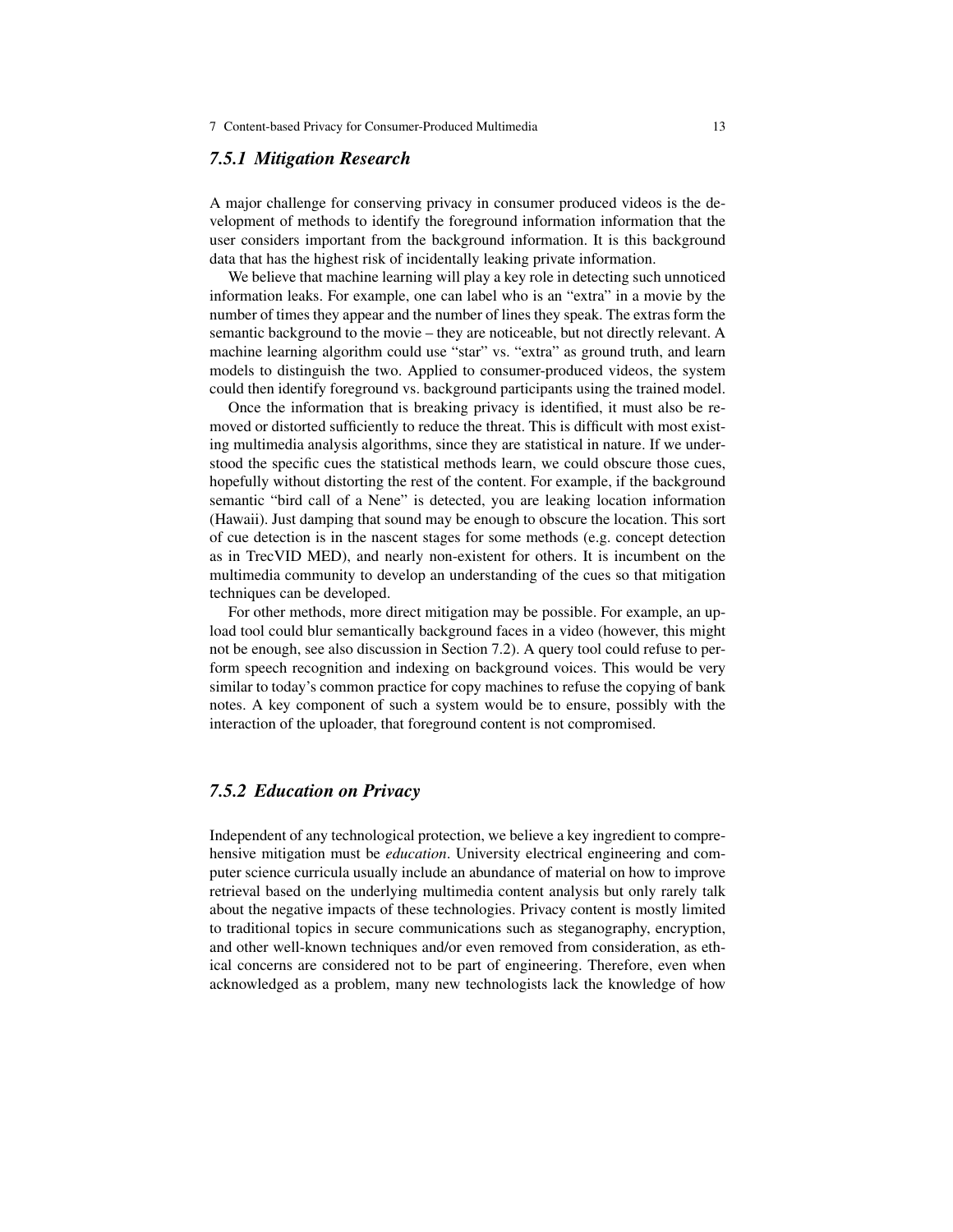### *7.5.1 Mitigation Research*

A major challenge for conserving privacy in consumer produced videos is the development of methods to identify the foreground information information that the user considers important from the background information. It is this background data that has the highest risk of incidentally leaking private information.

We believe that machine learning will play a key role in detecting such unnoticed information leaks. For example, one can label who is an "extra" in a movie by the number of times they appear and the number of lines they speak. The extras form the semantic background to the movie – they are noticeable, but not directly relevant. A machine learning algorithm could use "star" vs. "extra" as ground truth, and learn models to distinguish the two. Applied to consumer-produced videos, the system could then identify foreground vs. background participants using the trained model.

Once the information that is breaking privacy is identified, it must also be removed or distorted sufficiently to reduce the threat. This is difficult with most existing multimedia analysis algorithms, since they are statistical in nature. If we understood the specific cues the statistical methods learn, we could obscure those cues, hopefully without distorting the rest of the content. For example, if the background semantic "bird call of a Nene" is detected, you are leaking location information (Hawaii). Just damping that sound may be enough to obscure the location. This sort of cue detection is in the nascent stages for some methods (e.g. concept detection as in TrecVID MED), and nearly non-existent for others. It is incumbent on the multimedia community to develop an understanding of the cues so that mitigation techniques can be developed.

For other methods, more direct mitigation may be possible. For example, an upload tool could blur semantically background faces in a video (however, this might not be enough, see also discussion in Section 7.2). A query tool could refuse to perform speech recognition and indexing on background voices. This would be very similar to today's common practice for copy machines to refuse the copying of bank notes. A key component of such a system would be to ensure, possibly with the interaction of the uploader, that foreground content is not compromised.

### *7.5.2 Education on Privacy*

Independent of any technological protection, we believe a key ingredient to comprehensive mitigation must be *education*. University electrical engineering and computer science curricula usually include an abundance of material on how to improve retrieval based on the underlying multimedia content analysis but only rarely talk about the negative impacts of these technologies. Privacy content is mostly limited to traditional topics in secure communications such as steganography, encryption, and other well-known techniques and/or even removed from consideration, as ethical concerns are considered not to be part of engineering. Therefore, even when acknowledged as a problem, many new technologists lack the knowledge of how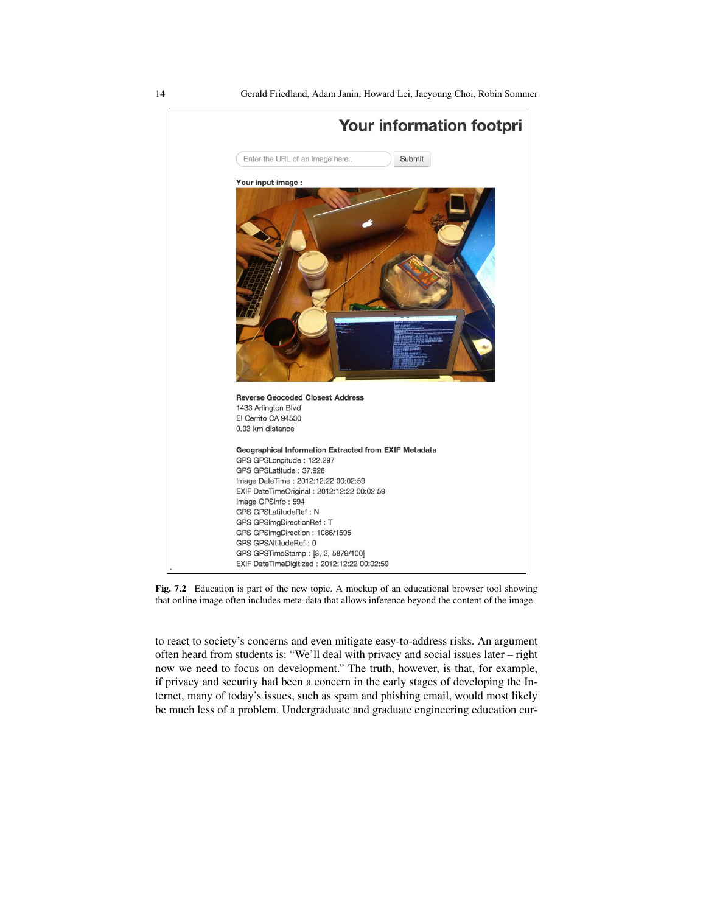**Your information footpri**

Enter the URL of an image here.. Submit

**Your input image :**

**Reverse Geocoded Closest Address**
1433 Arlington Blvd
El Cerrito CA 94530
0.03 km distance

**Geographical Information Extracted from EXIF Metadata**
GPS GPSLongitude : 122.297
GPS GPSLatitude : 37.928
Image DateTime : 2012:12:22 00:02:59
EXIF DateTimeOriginal : 2012:12:22 00:02:59
Image GPSInfo : 594
GPS GPSLatitudeRef : N
GPS GPSImgDirectionRef : T
GPS GPSImgDirection : 1086/1595
GPS GPSAltitudeRef : 0
GPS GPSTimeStamp : [8, 2, 5879/100]
EXIF DateTimeDigitized : 2012:12:22 00:02:59

**Fig. 7.2** Education is part of the new topic. A mockup of an educational browser tool showing that online image often includes meta-data that allows inference beyond the content of the image.

to react to society's concerns and even mitigate easy-to-address risks. An argument often heard from students is: "We'll deal with privacy and social issues later – right now we need to focus on development." The truth, however, is that, for example, if privacy and security had been a concern in the early stages of developing the Internet, many of today's issues, such as spam and phishing email, would most likely be much less of a problem. Undergraduate and graduate engineering education cur-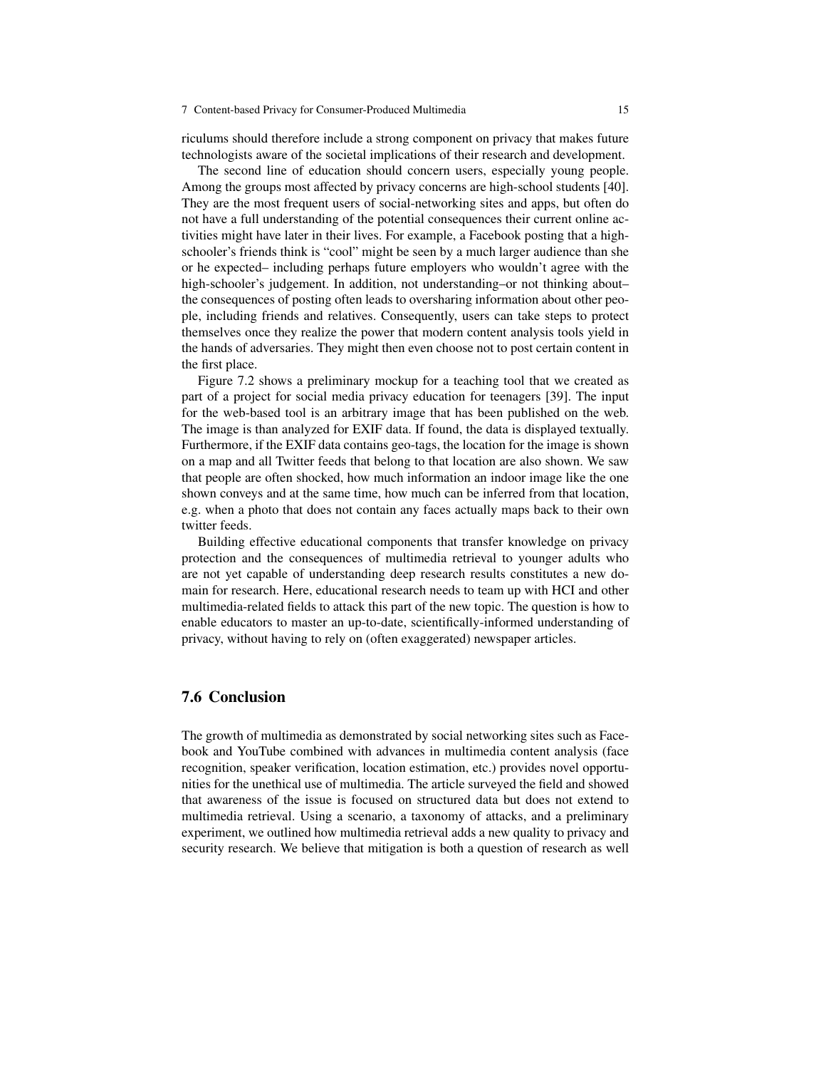riculums should therefore include a strong component on privacy that makes future technologists aware of the societal implications of their research and development.

The second line of education should concern users, especially young people. Among the groups most affected by privacy concerns are high-school students [40]. They are the most frequent users of social-networking sites and apps, but often do not have a full understanding of the potential consequences their current online activities might have later in their lives. For example, a Facebook posting that a high-schooler's friends think is "cool" might be seen by a much larger audience than she or he expected– including perhaps future employers who wouldn't agree with the high-schooler's judgement. In addition, not understanding–or not thinking about– the consequences of posting often leads to oversharing information about other people, including friends and relatives. Consequently, users can take steps to protect themselves once they realize the power that modern content analysis tools yield in the hands of adversaries. They might then even choose not to post certain content in the first place.

Figure 7.2 shows a preliminary mockup for a teaching tool that we created as part of a project for social media privacy education for teenagers [39]. The input for the web-based tool is an arbitrary image that has been published on the web. The image is than analyzed for EXIF data. If found, the data is displayed textually. Furthermore, if the EXIF data contains geo-tags, the location for the image is shown on a map and all Twitter feeds that belong to that location are also shown. We saw that people are often shocked, how much information an indoor image like the one shown conveys and at the same time, how much can be inferred from that location, e.g. when a photo that does not contain any faces actually maps back to their own twitter feeds.

Building effective educational components that transfer knowledge on privacy protection and the consequences of multimedia retrieval to younger adults who are not yet capable of understanding deep research results constitutes a new domain for research. Here, educational research needs to team up with HCI and other multimedia-related fields to attack this part of the new topic. The question is how to enable educators to master an up-to-date, scientifically-informed understanding of privacy, without having to rely on (often exaggerated) newspaper articles.

## 7.6 Conclusion

The growth of multimedia as demonstrated by social networking sites such as Facebook and YouTube combined with advances in multimedia content analysis (face recognition, speaker verification, location estimation, etc.) provides novel opportunities for the unethical use of multimedia. The article surveyed the field and showed that awareness of the issue is focused on structured data but does not extend to multimedia retrieval. Using a scenario, a taxonomy of attacks, and a preliminary experiment, we outlined how multimedia retrieval adds a new quality to privacy and security research. We believe that mitigation is both a question of research as well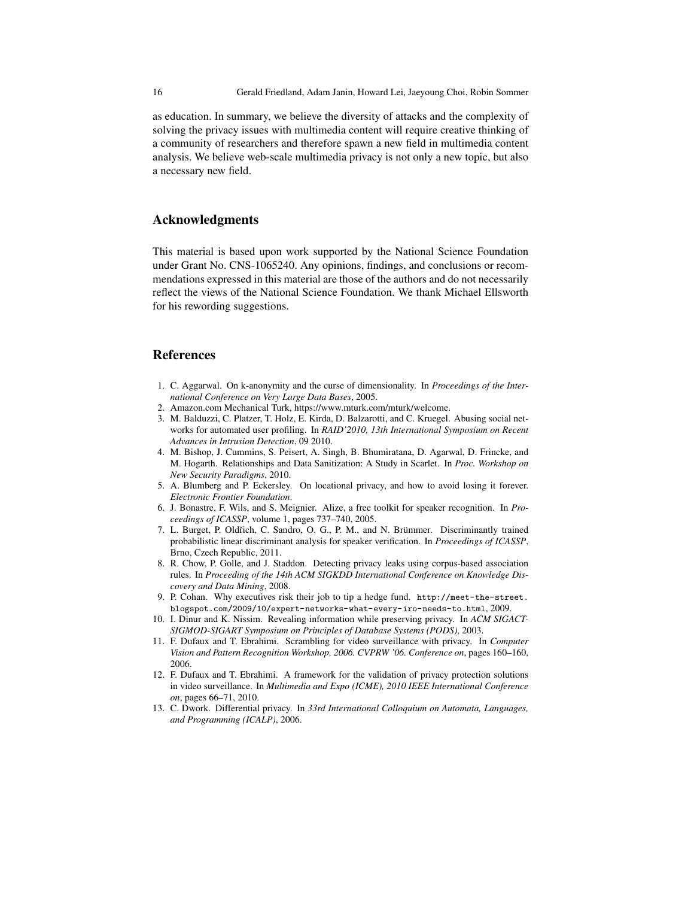as education. In summary, we believe the diversity of attacks and the complexity of solving the privacy issues with multimedia content will require creative thinking of a community of researchers and therefore spawn a new field in multimedia content analysis. We believe web-scale multimedia privacy is not only a new topic, but also a necessary new field.

## Acknowledgments

This material is based upon work supported by the National Science Foundation under Grant No. CNS-1065240. Any opinions, findings, and conclusions or recommendations expressed in this material are those of the authors and do not necessarily reflect the views of the National Science Foundation. We thank Michael Ellsworth for his rewording suggestions.

## References

1. C. Aggarwal. On k-anonymity and the curse of dimensionality. In *Proceedings of the International Conference on Very Large Data Bases*, 2005.
2. Amazon.com Mechanical Turk, https://www.mturk.com/mturk/welcome.
3. M. Balduzzi, C. Platzer, T. Holz, E. Kirda, D. Balzarotti, and C. Kruegel. Abusing social networks for automated user profiling. In *RAID'2010, 13th International Symposium on Recent Advances in Intrusion Detection*, 09 2010.
4. M. Bishop, J. Cummins, S. Peisert, A. Singh, B. Bhumiratana, D. Agarwal, D. Frincke, and M. Hogarth. Relationships and Data Sanitization: A Study in Scarlet. In *Proc. Workshop on New Security Paradigms*, 2010.
5. A. Blumberg and P. Eckersley. On locational privacy, and how to avoid losing it forever. *Electronic Frontier Foundation*.
6. J. Bonastre, F. Wils, and S. Meignier. Alize, a free toolkit for speaker recognition. In *Proceedings of ICASSP*, volume 1, pages 737–740, 2005.
7. L. Burget, P. Oldřich, C. Sandro, O. G., P. M., and N. Brümmer. Discriminantly trained probabilistic linear discriminant analysis for speaker verification. In *Proceedings of ICASSP*, Brno, Czech Republic, 2011.
8. R. Chow, P. Golle, and J. Staddon. Detecting privacy leaks using corpus-based association rules. In *Proceeding of the 14th ACM SIGKDD International Conference on Knowledge Discovery and Data Mining*, 2008.
9. P. Cohan. Why executives risk their job to tip a hedge fund. http://meet-the-street.blogspot.com/2009/10/expert-networks-what-every-iro-needs-to.html, 2009.
10. I. Dinur and K. Nissim. Revealing information while preserving privacy. In *ACM SIGACT-SIGMOD-SIGART Symposium on Principles of Database Systems (PODS)*, 2003.
11. F. Dufaux and T. Ebrahimi. Scrambling for video surveillance with privacy. In *Computer Vision and Pattern Recognition Workshop, 2006. CVPRW '06. Conference on*, pages 160–160, 2006.
12. F. Dufaux and T. Ebrahimi. A framework for the validation of privacy protection solutions in video surveillance. In *Multimedia and Expo (ICME), 2010 IEEE International Conference on*, pages 66–71, 2010.
13. C. Dwork. Differential privacy. In *33rd International Colloquium on Automata, Languages, and Programming (ICALP)*, 2006.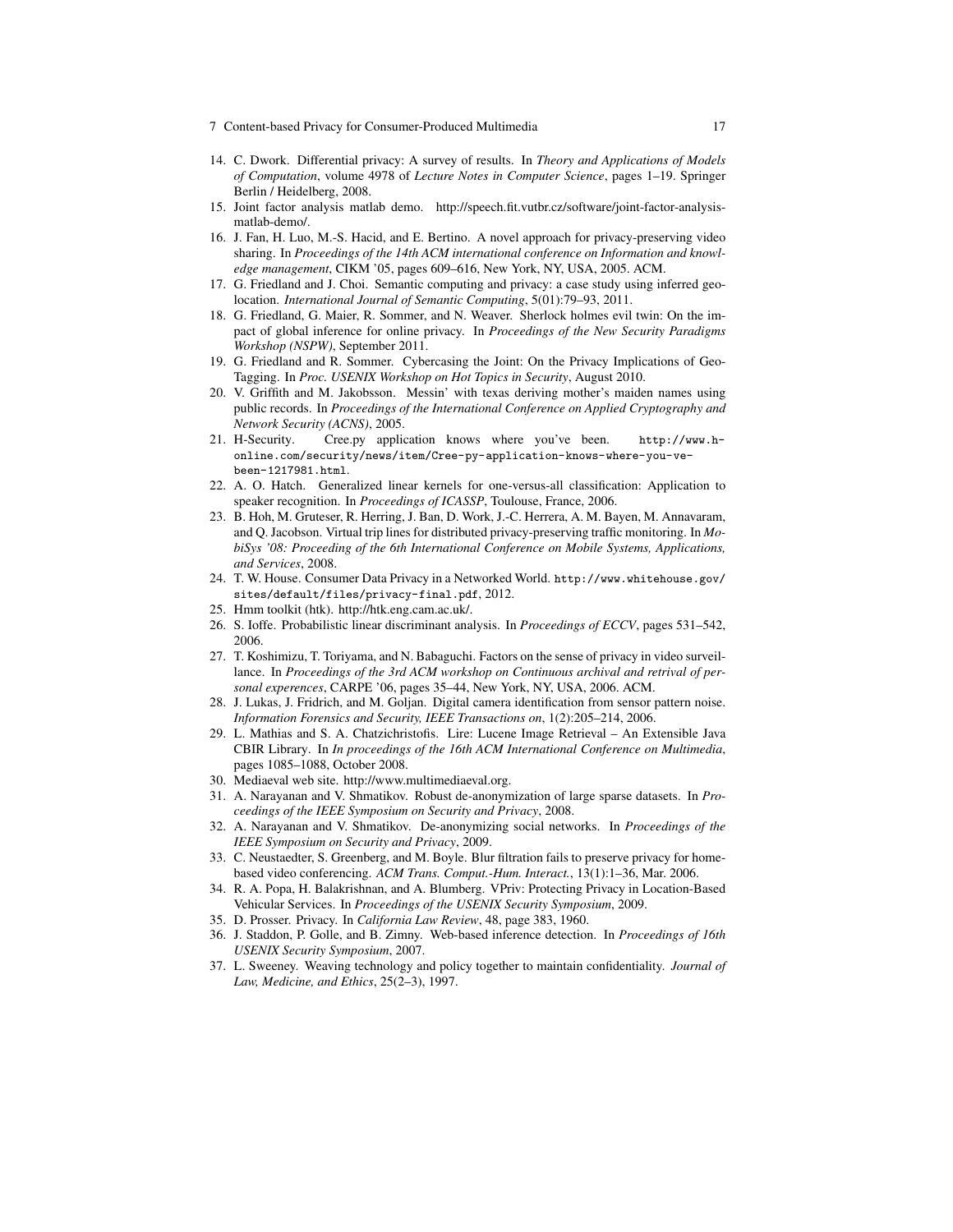14. C. Dwork. Differential privacy: A survey of results. In *Theory and Applications of Models of Computation*, volume 4978 of *Lecture Notes in Computer Science*, pages 1–19. Springer Berlin / Heidelberg, 2008.
15. Joint factor analysis matlab demo. http://speech.fit.vutbr.cz/software/joint-factor-analysis-matlab-demo/.
16. J. Fan, H. Luo, M.-S. Hacid, and E. Bertino. A novel approach for privacy-preserving video sharing. In *Proceedings of the 14th ACM international conference on Information and knowledge management*, CIKM '05, pages 609–616, New York, NY, USA, 2005. ACM.
17. G. Friedland and J. Choi. Semantic computing and privacy: a case study using inferred geolocation. *International Journal of Semantic Computing*, 5(01):79–93, 2011.
18. G. Friedland, G. Maier, R. Sommer, and N. Weaver. Sherlock holmes evil twin: On the impact of global inference for online privacy. In *Proceedings of the New Security Paradigms Workshop (NSPW)*, September 2011.
19. G. Friedland and R. Sommer. Cybercasing the Joint: On the Privacy Implications of Geo-Tagging. In *Proc. USENIX Workshop on Hot Topics in Security*, August 2010.
20. V. Griffith and M. Jakobsson. Messin' with texas deriving mother's maiden names using public records. In *Proceedings of the International Conference on Applied Cryptography and Network Security (ACNS)*, 2005.
21. H-Security. Cree.py application knows where you've been. `http://www.h-online.com/security/news/item/Cree-py-application-knows-where-you-ve-been-1217981.html`.
22. A. O. Hatch. Generalized linear kernels for one-versus-all classification: Application to speaker recognition. In *Proceedings of ICASSP*, Toulouse, France, 2006.
23. B. Hoh, M. Gruteser, R. Herring, J. Ban, D. Work, J.-C. Herrera, A. M. Bayen, M. Annavaram, and Q. Jacobson. Virtual trip lines for distributed privacy-preserving traffic monitoring. In *MobiSys '08: Proceeding of the 6th International Conference on Mobile Systems, Applications, and Services*, 2008.
24. T. W. House. Consumer Data Privacy in a Networked World. `http://www.whitehouse.gov/sites/default/files/privacy-final.pdf`, 2012.
25. Hmm toolkit (htk). http://htk.eng.cam.ac.uk/.
26. S. Ioffe. Probabilistic linear discriminant analysis. In *Proceedings of ECCV*, pages 531–542, 2006.
27. T. Koshimizu, T. Toriyama, and N. Babaguchi. Factors on the sense of privacy in video surveillance. In *Proceedings of the 3rd ACM workshop on Continuous archival and retrival of personal experences*, CARPE '06, pages 35–44, New York, NY, USA, 2006. ACM.
28. J. Lukas, J. Fridrich, and M. Goljan. Digital camera identification from sensor pattern noise. *Information Forensics and Security, IEEE Transactions on*, 1(2):205–214, 2006.
29. L. Mathias and S. A. Chatzichristofis. Lire: Lucene Image Retrieval – An Extensible Java CBIR Library. In *In proceedings of the 16th ACM International Conference on Multimedia*, pages 1085–1088, October 2008.
30. Mediaeval web site. http://www.multimediaeval.org.
31. A. Narayanan and V. Shmatikov. Robust de-anonymization of large sparse datasets. In *Proceedings of the IEEE Symposium on Security and Privacy*, 2008.
32. A. Narayanan and V. Shmatikov. De-anonymizing social networks. In *Proceedings of the IEEE Symposium on Security and Privacy*, 2009.
33. C. Neustaedter, S. Greenberg, and M. Boyle. Blur filtration fails to preserve privacy for home-based video conferencing. *ACM Trans. Comput.-Hum. Interact.*, 13(1):1–36, Mar. 2006.
34. R. A. Popa, H. Balakrishnan, and A. Blumberg. VPriv: Protecting Privacy in Location-Based Vehicular Services. In *Proceedings of the USENIX Security Symposium*, 2009.
35. D. Prosser. Privacy. In *California Law Review*, 48, page 383, 1960.
36. J. Staddon, P. Golle, and B. Zimny. Web-based inference detection. In *Proceedings of 16th USENIX Security Symposium*, 2007.
37. L. Sweeney. Weaving technology and policy together to maintain confidentiality. *Journal of Law, Medicine, and Ethics*, 25(2–3), 1997.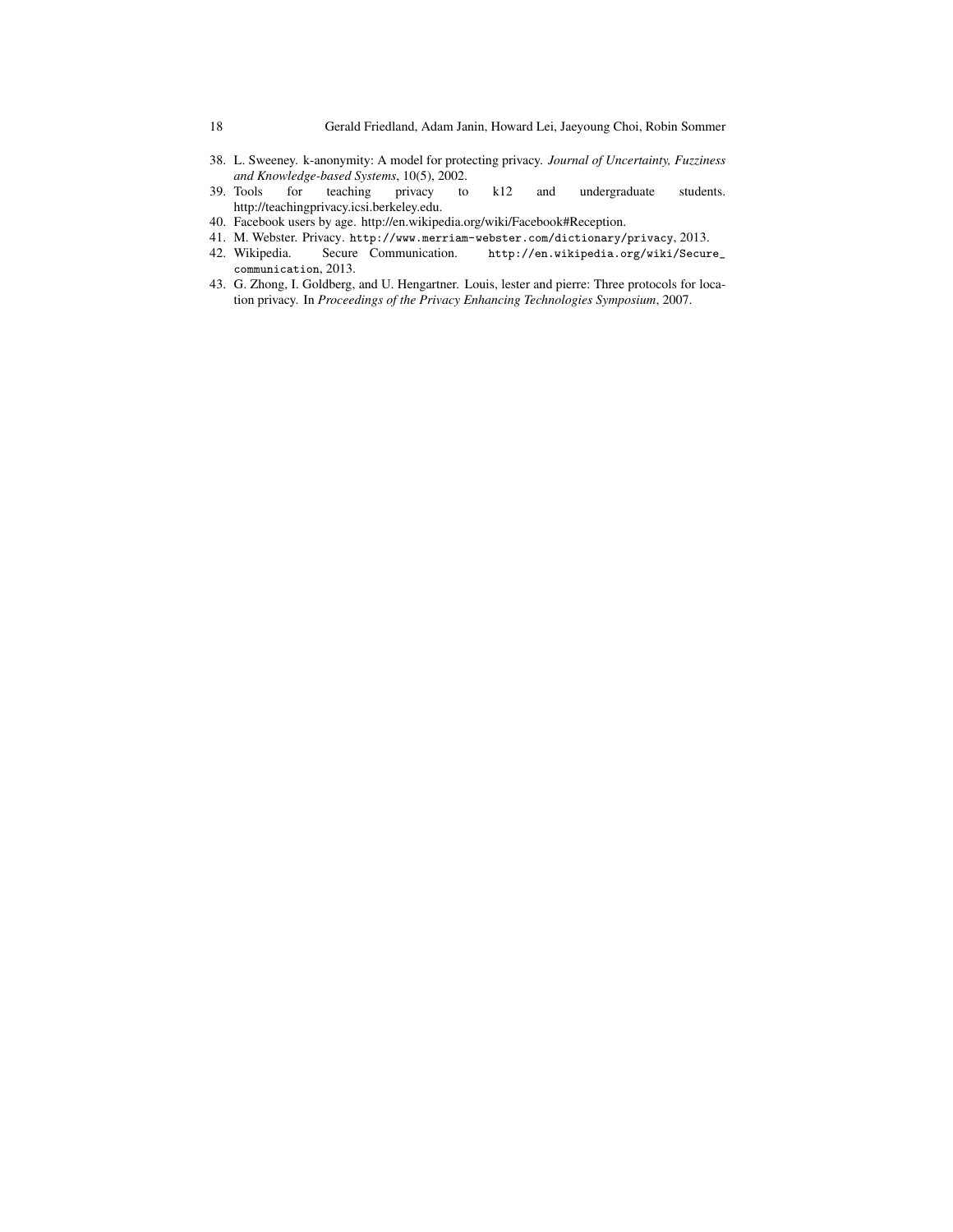38. L. Sweeney. k-anonymity: A model for protecting privacy. *Journal of Uncertainty, Fuzziness and Knowledge-based Systems*, 10(5), 2002.
39. Tools for teaching privacy to k12 and undergraduate students. http://teachingprivacy.icsi.berkeley.edu.
40. Facebook users by age. http://en.wikipedia.org/wiki/Facebook#Reception.
41. M. Webster. Privacy. `http://www.merriam-webster.com/dictionary/privacy`, 2013.
42. Wikipedia. Secure Communication. `http://en.wikipedia.org/wiki/Secure_communication`, 2013.
43. G. Zhong, I. Goldberg, and U. Hengartner. Louis, lester and pierre: Three protocols for location privacy. In *Proceedings of the Privacy Enhancing Technologies Symposium*, 2007.